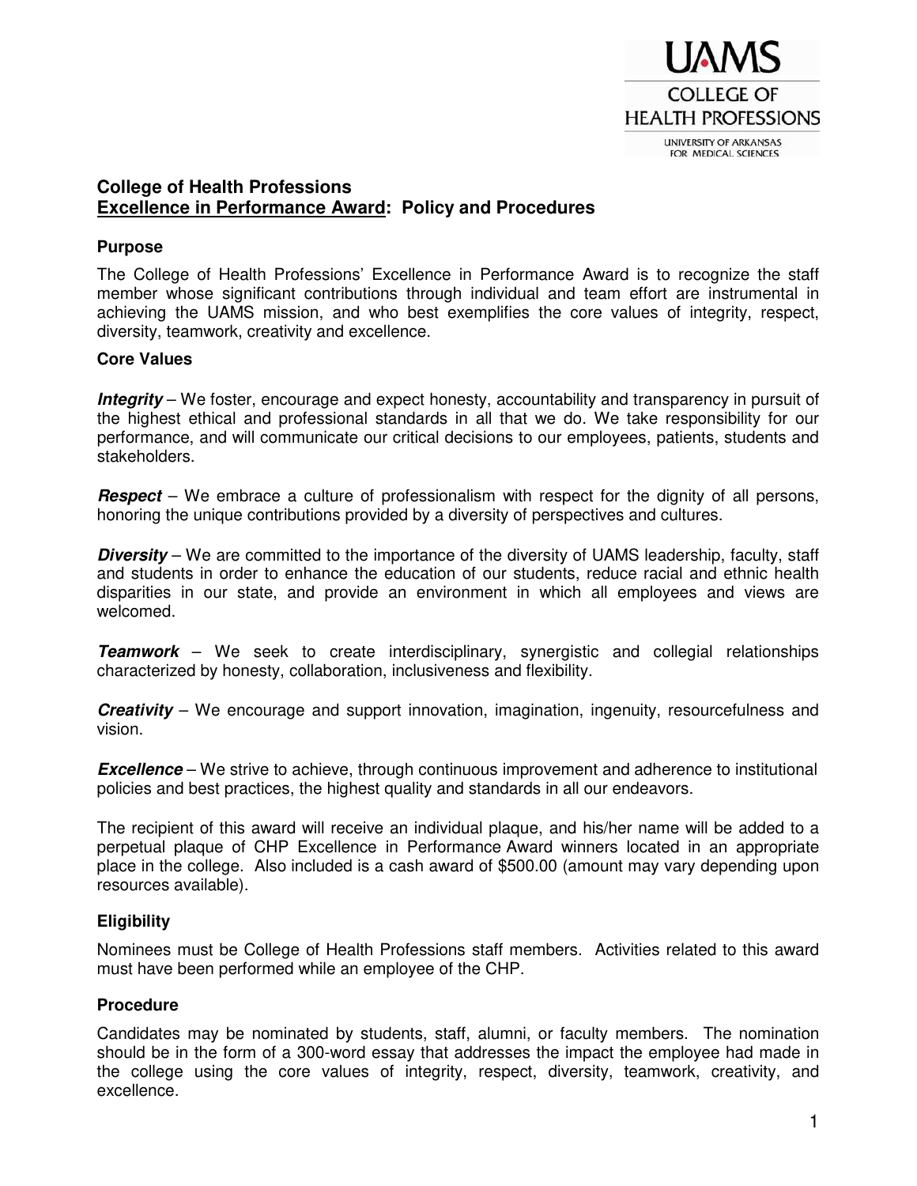UAMS
COLLEGE OF HEALTH PROFESSIONS
UNIVERSITY OF ARKANSAS FOR MEDICAL SCIENCES

# College of Health Professions
# Excellence in Performance Award: Policy and Procedures

## Purpose

The College of Health Professions' Excellence in Performance Award is to recognize the staff member whose significant contributions through individual and team effort are instrumental in achieving the UAMS mission, and who best exemplifies the core values of integrity, respect, diversity, teamwork, creativity and excellence.

## Core Values

***Integrity*** – We foster, encourage and expect honesty, accountability and transparency in pursuit of the highest ethical and professional standards in all that we do. We take responsibility for our performance, and will communicate our critical decisions to our employees, patients, students and stakeholders.

***Respect*** – We embrace a culture of professionalism with respect for the dignity of all persons, honoring the unique contributions provided by a diversity of perspectives and cultures.

***Diversity*** – We are committed to the importance of the diversity of UAMS leadership, faculty, staff and students in order to enhance the education of our students, reduce racial and ethnic health disparities in our state, and provide an environment in which all employees and views are welcomed.

***Teamwork*** – We seek to create interdisciplinary, synergistic and collegial relationships characterized by honesty, collaboration, inclusiveness and flexibility.

***Creativity*** – We encourage and support innovation, imagination, ingenuity, resourcefulness and vision.

***Excellence*** – We strive to achieve, through continuous improvement and adherence to institutional policies and best practices, the highest quality and standards in all our endeavors.

The recipient of this award will receive an individual plaque, and his/her name will be added to a perpetual plaque of CHP Excellence in Performance Award winners located in an appropriate place in the college. Also included is a cash award of $500.00 (amount may vary depending upon resources available).

## Eligibility

Nominees must be College of Health Professions staff members. Activities related to this award must have been performed while an employee of the CHP.

## Procedure

Candidates may be nominated by students, staff, alumni, or faculty members. The nomination should be in the form of a 300-word essay that addresses the impact the employee had made in the college using the core values of integrity, respect, diversity, teamwork, creativity, and excellence.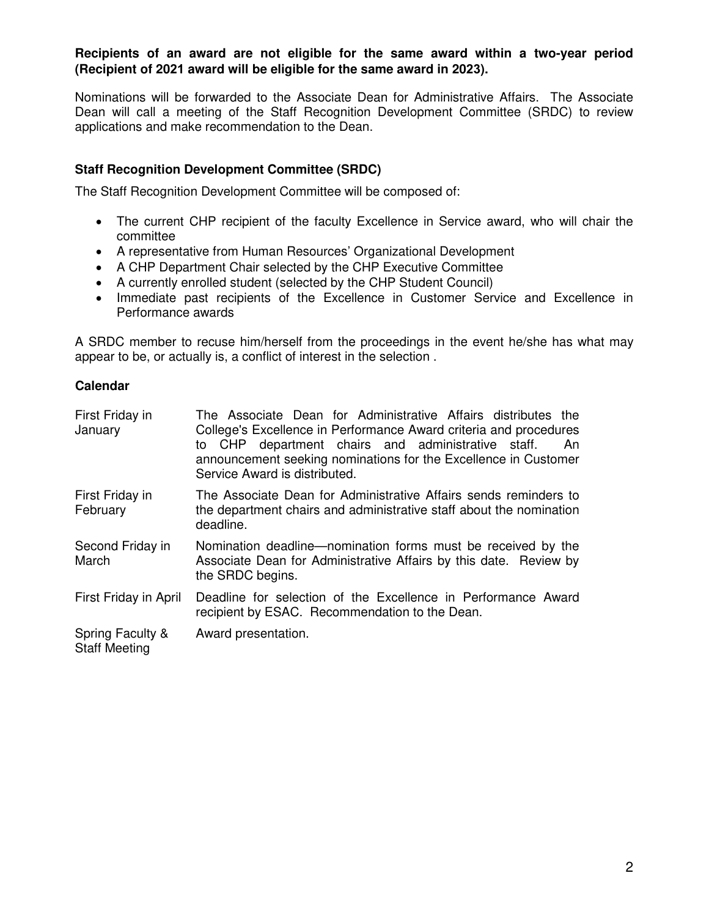**Recipients of an award are not eligible for the same award within a two-year period (Recipient of 2021 award will be eligible for the same award in 2023).**

Nominations will be forwarded to the Associate Dean for Administrative Affairs. The Associate Dean will call a meeting of the Staff Recognition Development Committee (SRDC) to review applications and make recommendation to the Dean.

### Staff Recognition Development Committee (SRDC)

The Staff Recognition Development Committee will be composed of:

- The current CHP recipient of the faculty Excellence in Service award, who will chair the committee
- A representative from Human Resources' Organizational Development
- A CHP Department Chair selected by the CHP Executive Committee
- A currently enrolled student (selected by the CHP Student Council)
- Immediate past recipients of the Excellence in Customer Service and Excellence in Performance awards

A SRDC member to recuse him/herself from the proceedings in the event he/she has what may appear to be, or actually is, a conflict of interest in the selection .

### Calendar

| | |
|---|---|
| First Friday in January | The Associate Dean for Administrative Affairs distributes the College's Excellence in Performance Award criteria and procedures to CHP department chairs and administrative staff. An announcement seeking nominations for the Excellence in Customer Service Award is distributed. |
| First Friday in February | The Associate Dean for Administrative Affairs sends reminders to the department chairs and administrative staff about the nomination deadline. |
| Second Friday in March | Nomination deadline—nomination forms must be received by the Associate Dean for Administrative Affairs by this date. Review by the SRDC begins. |
| First Friday in April | Deadline for selection of the Excellence in Performance Award recipient by ESAC. Recommendation to the Dean. |
| Spring Faculty & Staff Meeting | Award presentation. |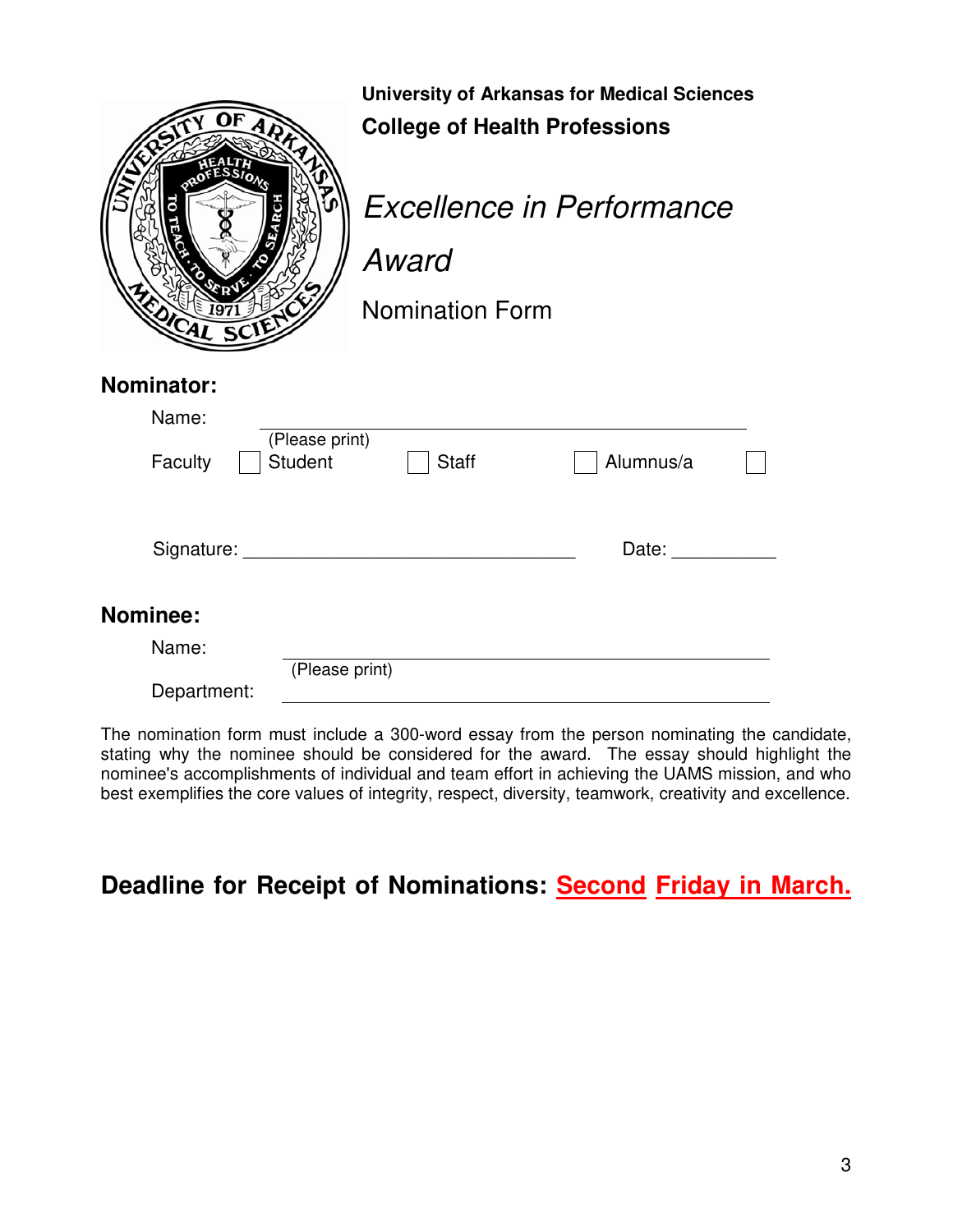**University of Arkansas for Medical Sciences**
**College of Health Professions**

# *Excellence in Performance Award*

Nomination Form

## Nominator:

Name: ______________________________________________
(Please print)

Faculty ☐ Student ☐ Staff ☐ Alumnus/a ☐

Signature: _________________________________ Date: __________

## Nominee:

Name: ______________________________________________
(Please print)

Department: ______________________________________________

The nomination form must include a 300-word essay from the person nominating the candidate, stating why the nominee should be considered for the award. The essay should highlight the nominee's accomplishments of individual and team effort in achieving the UAMS mission, and who best exemplifies the core values of integrity, respect, diversity, teamwork, creativity and excellence.

## Deadline for Receipt of Nominations: Second Friday in March.